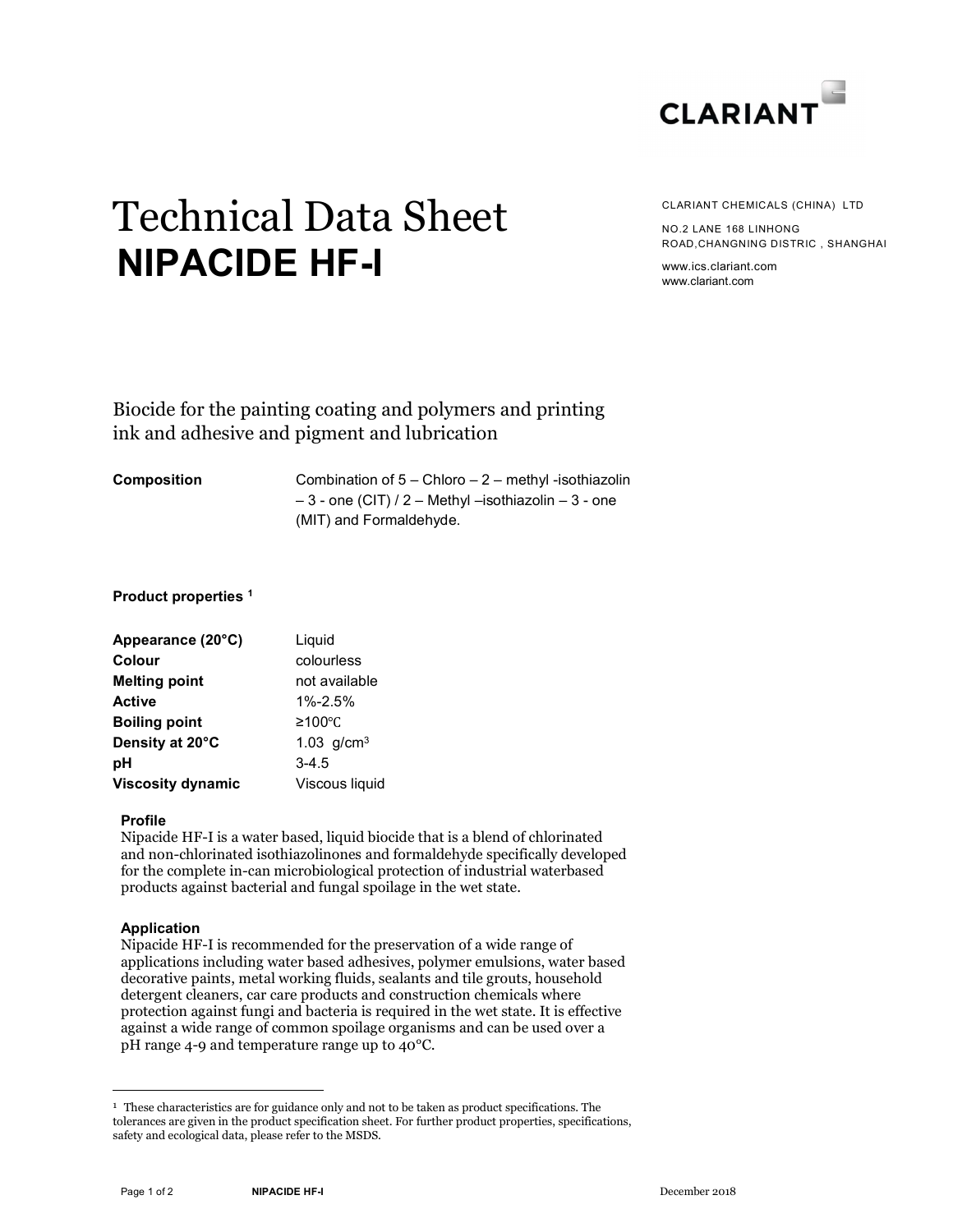CLARIANT

# Technical Data Sheet
# NIPACIDE HF-I

CLARIANT CHEMICALS (CHINA) LTD

NO.2 LANE 168 LINHONG ROAD,CHANGNING DISTRIC , SHANGHAI

www.ics.clariant.com
www.clariant.com

Biocide for the painting coating and polymers and printing ink and adhesive and pigment and lubrication

**Composition** Combination of 5 – Chloro – 2 – methyl -isothiazolin – 3 - one (CIT) / 2 – Methyl –isothiazolin – 3 - one (MIT) and Formaldehyde.

**Product properties** [1]

| | |
|---|---|
| **Appearance (20°C)** | Liquid |
| **Colour** | colourless |
| **Melting point** | not available |
| **Active** | 1%-2.5% |
| **Boiling point** | ≥100℃ |
| **Density at 20°C** | 1.03 g/cm$^3$ |
| **pH** | 3-4.5 |
| **Viscosity dynamic** | Viscous liquid |

**Profile**

Nipacide HF-I is a water based, liquid biocide that is a blend of chlorinated and non-chlorinated isothiazolinones and formaldehyde specifically developed for the complete in-can microbiological protection of industrial waterbased products against bacterial and fungal spoilage in the wet state.

**Application**

Nipacide HF-I is recommended for the preservation of a wide range of applications including water based adhesives, polymer emulsions, water based decorative paints, metal working fluids, sealants and tile grouts, household detergent cleaners, car care products and construction chemicals where protection against fungi and bacteria is required in the wet state. It is effective against a wide range of common spoilage organisms and can be used over a pH range 4-9 and temperature range up to 40°C.

---

[1] These characteristics are for guidance only and not to be taken as product specifications. The tolerances are given in the product specification sheet. For further product properties, specifications, safety and ecological data, please refer to the MSDS.

December 2018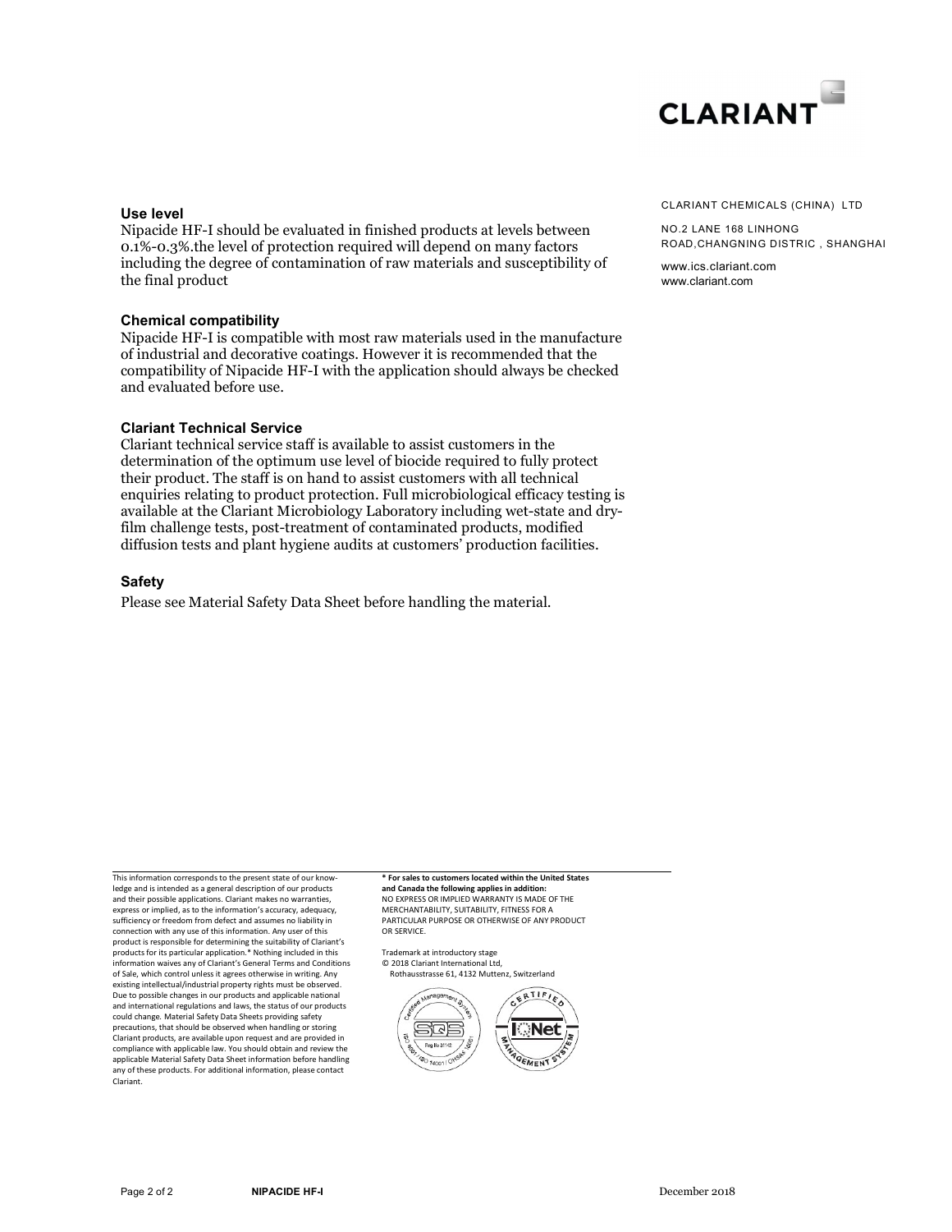CLARIANT CHEMICALS (CHINA) LTD

NO.2 LANE 168 LINHONG ROAD,CHANGNING DISTRIC , SHANGHAI

www.ics.clariant.com
www.clariant.com

### Use level

Nipacide HF-I should be evaluated in finished products at levels between 0.1%-0.3%.the level of protection required will depend on many factors including the degree of contamination of raw materials and susceptibility of the final product

### Chemical compatibility

Nipacide HF-I is compatible with most raw materials used in the manufacture of industrial and decorative coatings. However it is recommended that the compatibility of Nipacide HF-I with the application should always be checked and evaluated before use.

### Clariant Technical Service

Clariant technical service staff is available to assist customers in the determination of the optimum use level of biocide required to fully protect their product. The staff is on hand to assist customers with all technical enquiries relating to product protection. Full microbiological efficacy testing is available at the Clariant Microbiology Laboratory including wet-state and dry-film challenge tests, post-treatment of contaminated products, modified diffusion tests and plant hygiene audits at customers' production facilities.

### Safety

Please see Material Safety Data Sheet before handling the material.

---

This information corresponds to the present state of our knowledge and is intended as a general description of our products and their possible applications. Clariant makes no warranties, express or implied, as to the information's accuracy, adequacy, sufficiency or freedom from defect and assumes no liability in connection with any use of this information. Any user of this product is responsible for determining the suitability of Clariant's products for its particular application.* Nothing included in this information waives any of Clariant's General Terms and Conditions of Sale, which control unless it agrees otherwise in writing. Any existing intellectual/industrial property rights must be observed. Due to possible changes in our products and applicable national and international regulations and laws, the status of our products could change. Material Safety Data Sheets providing safety precautions, that should be observed when handling or storing Clariant products, are available upon request and are provided in compliance with applicable law. You should obtain and review the applicable Material Safety Data Sheet information before handling any of these products. For additional information, please contact Clariant.

**\* For sales to customers located within the United States and Canada the following applies in addition:**
NO EXPRESS OR IMPLIED WARRANTY IS MADE OF THE MERCHANTABILITY, SUITABILITY, FITNESS FOR A PARTICULAR PURPOSE OR OTHERWISE OF ANY PRODUCT OR SERVICE.

Trademark at introductory stage
© 2018 Clariant International Ltd,
Rothausstrasse 61, 4132 Muttenz, Switzerland

NIPACIDE HF-I

December 2018